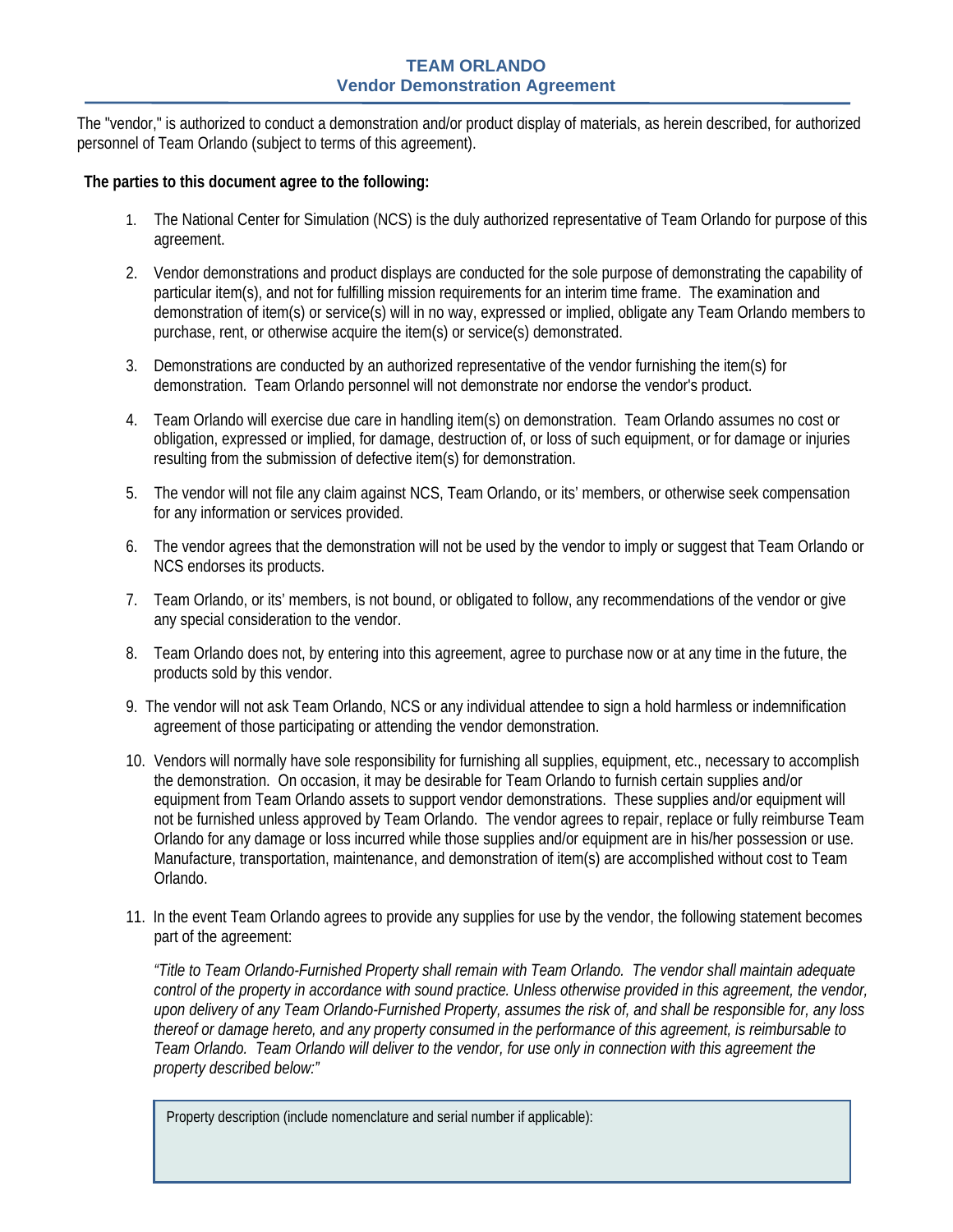# TEAM ORLANDO
## Vendor Demonstration Agreement

The "vendor," is authorized to conduct a demonstration and/or product display of materials, as herein described, for authorized personnel of Team Orlando (subject to terms of this agreement).

**The parties to this document agree to the following:**

1. The National Center for Simulation (NCS) is the duly authorized representative of Team Orlando for purpose of this agreement.

2. Vendor demonstrations and product displays are conducted for the sole purpose of demonstrating the capability of particular item(s), and not for fulfilling mission requirements for an interim time frame. The examination and demonstration of item(s) or service(s) will in no way, expressed or implied, obligate any Team Orlando members to purchase, rent, or otherwise acquire the item(s) or service(s) demonstrated.

3. Demonstrations are conducted by an authorized representative of the vendor furnishing the item(s) for demonstration. Team Orlando personnel will not demonstrate nor endorse the vendor's product.

4. Team Orlando will exercise due care in handling item(s) on demonstration. Team Orlando assumes no cost or obligation, expressed or implied, for damage, destruction of, or loss of such equipment, or for damage or injuries resulting from the submission of defective item(s) for demonstration.

5. The vendor will not file any claim against NCS, Team Orlando, or its' members, or otherwise seek compensation for any information or services provided.

6. The vendor agrees that the demonstration will not be used by the vendor to imply or suggest that Team Orlando or NCS endorses its products.

7. Team Orlando, or its' members, is not bound, or obligated to follow, any recommendations of the vendor or give any special consideration to the vendor.

8. Team Orlando does not, by entering into this agreement, agree to purchase now or at any time in the future, the products sold by this vendor.

9. The vendor will not ask Team Orlando, NCS or any individual attendee to sign a hold harmless or indemnification agreement of those participating or attending the vendor demonstration.

10. Vendors will normally have sole responsibility for furnishing all supplies, equipment, etc., necessary to accomplish the demonstration. On occasion, it may be desirable for Team Orlando to furnish certain supplies and/or equipment from Team Orlando assets to support vendor demonstrations. These supplies and/or equipment will not be furnished unless approved by Team Orlando. The vendor agrees to repair, replace or fully reimburse Team Orlando for any damage or loss incurred while those supplies and/or equipment are in his/her possession or use. Manufacture, transportation, maintenance, and demonstration of item(s) are accomplished without cost to Team Orlando.

11. In the event Team Orlando agrees to provide any supplies for use by the vendor, the following statement becomes part of the agreement:

    *"Title to Team Orlando-Furnished Property shall remain with Team Orlando. The vendor shall maintain adequate control of the property in accordance with sound practice. Unless otherwise provided in this agreement, the vendor, upon delivery of any Team Orlando-Furnished Property, assumes the risk of, and shall be responsible for, any loss thereof or damage hereto, and any property consumed in the performance of this agreement, is reimbursable to Team Orlando. Team Orlando will deliver to the vendor, for use only in connection with this agreement the property described below:"*

| |
|---|
| Property description (include nomenclature and serial number if applicable): |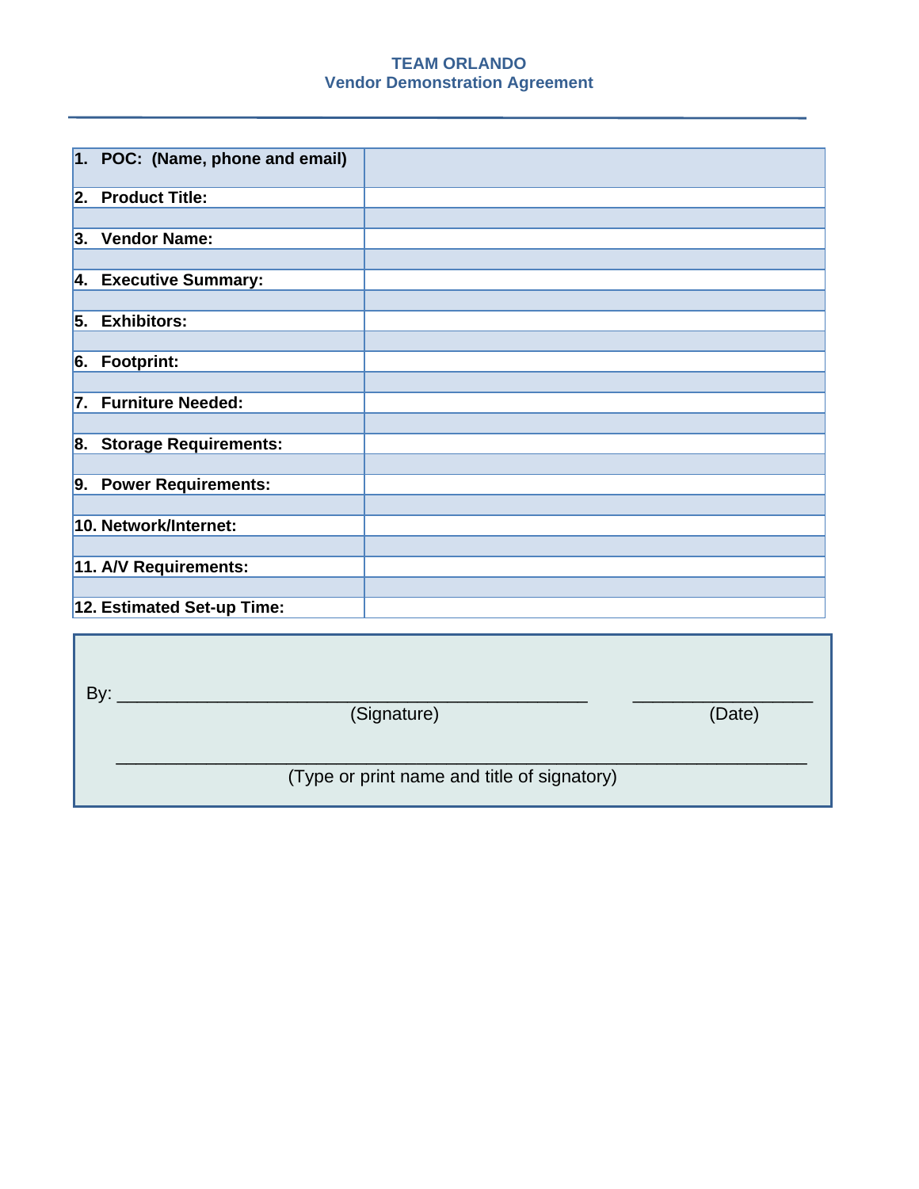**TEAM ORLANDO**
**Vendor Demonstration Agreement**

---

| | |
|---|---|
| **1. POC: (Name, phone and email)** | |
| **2. Product Title:** | |
| | |
| **3. Vendor Name:** | |
| | |
| **4. Executive Summary:** | |
| | |
| **5. Exhibitors:** | |
| | |
| **6. Footprint:** | |
| | |
| **7. Furniture Needed:** | |
| | |
| **8. Storage Requirements:** | |
| | |
| **9. Power Requirements:** | |
| | |
| **10. Network/Internet:** | |
| | |
| **11. A/V Requirements:** | |
| | |
| **12. Estimated Set-up Time:** | |

By: ____________________________________________ ________________
(Signature) (Date)

________________________________________________________________
(Type or print name and title of signatory)